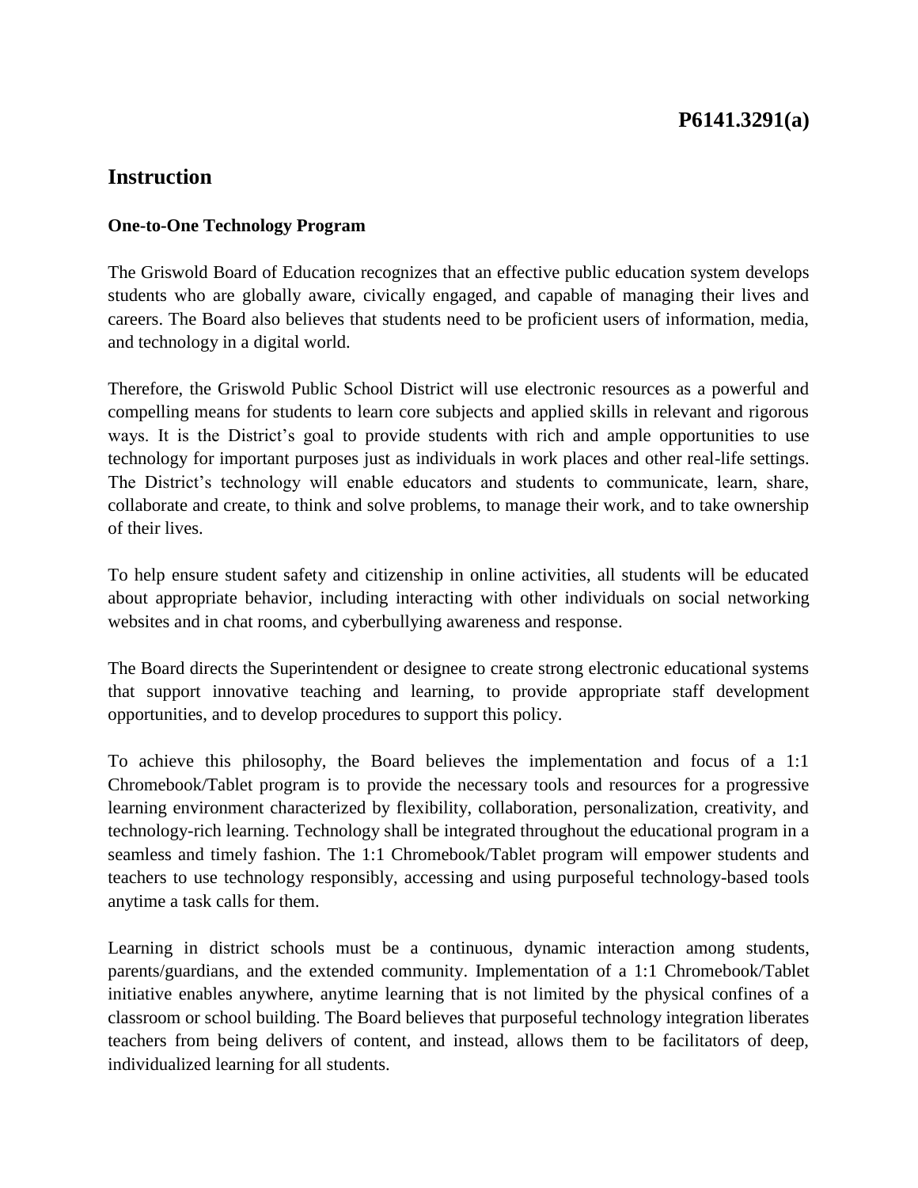# P6141.3291(a)

## Instruction

### One-to-One Technology Program

The Griswold Board of Education recognizes that an effective public education system develops students who are globally aware, civically engaged, and capable of managing their lives and careers. The Board also believes that students need to be proficient users of information, media, and technology in a digital world.

Therefore, the Griswold Public School District will use electronic resources as a powerful and compelling means for students to learn core subjects and applied skills in relevant and rigorous ways. It is the District's goal to provide students with rich and ample opportunities to use technology for important purposes just as individuals in work places and other real-life settings. The District's technology will enable educators and students to communicate, learn, share, collaborate and create, to think and solve problems, to manage their work, and to take ownership of their lives.

To help ensure student safety and citizenship in online activities, all students will be educated about appropriate behavior, including interacting with other individuals on social networking websites and in chat rooms, and cyberbullying awareness and response.

The Board directs the Superintendent or designee to create strong electronic educational systems that support innovative teaching and learning, to provide appropriate staff development opportunities, and to develop procedures to support this policy.

To achieve this philosophy, the Board believes the implementation and focus of a 1:1 Chromebook/Tablet program is to provide the necessary tools and resources for a progressive learning environment characterized by flexibility, collaboration, personalization, creativity, and technology-rich learning. Technology shall be integrated throughout the educational program in a seamless and timely fashion. The 1:1 Chromebook/Tablet program will empower students and teachers to use technology responsibly, accessing and using purposeful technology-based tools anytime a task calls for them.

Learning in district schools must be a continuous, dynamic interaction among students, parents/guardians, and the extended community. Implementation of a 1:1 Chromebook/Tablet initiative enables anywhere, anytime learning that is not limited by the physical confines of a classroom or school building. The Board believes that purposeful technology integration liberates teachers from being delivers of content, and instead, allows them to be facilitators of deep, individualized learning for all students.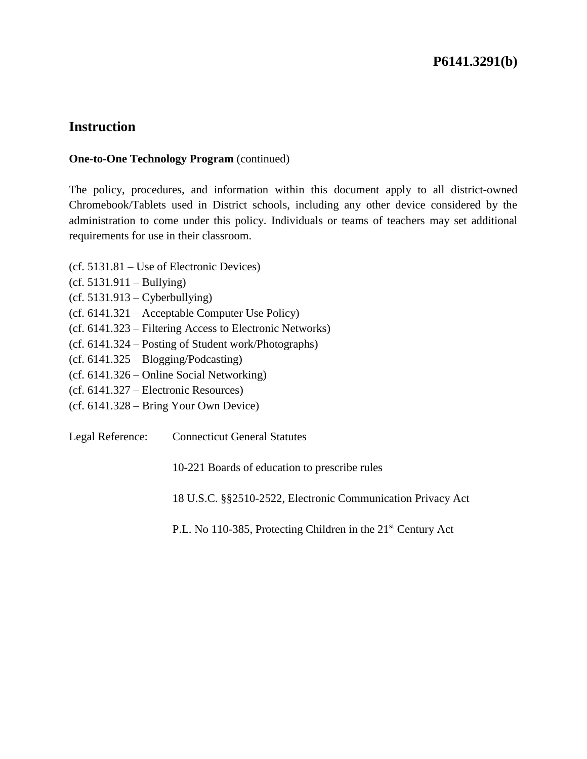## Instruction

**One-to-One Technology Program** (continued)

The policy, procedures, and information within this document apply to all district-owned Chromebook/Tablets used in District schools, including any other device considered by the administration to come under this policy. Individuals or teams of teachers may set additional requirements for use in their classroom.

(cf. 5131.81 – Use of Electronic Devices)
(cf. 5131.911 – Bullying)
(cf. 5131.913 – Cyberbullying)
(cf. 6141.321 – Acceptable Computer Use Policy)
(cf. 6141.323 – Filtering Access to Electronic Networks)
(cf. 6141.324 – Posting of Student work/Photographs)
(cf. 6141.325 – Blogging/Podcasting)
(cf. 6141.326 – Online Social Networking)
(cf. 6141.327 – Electronic Resources)
(cf. 6141.328 – Bring Your Own Device)

Legal Reference: Connecticut General Statutes

10-221 Boards of education to prescribe rules

18 U.S.C. §§2510-2522, Electronic Communication Privacy Act

P.L. No 110-385, Protecting Children in the 21st Century Act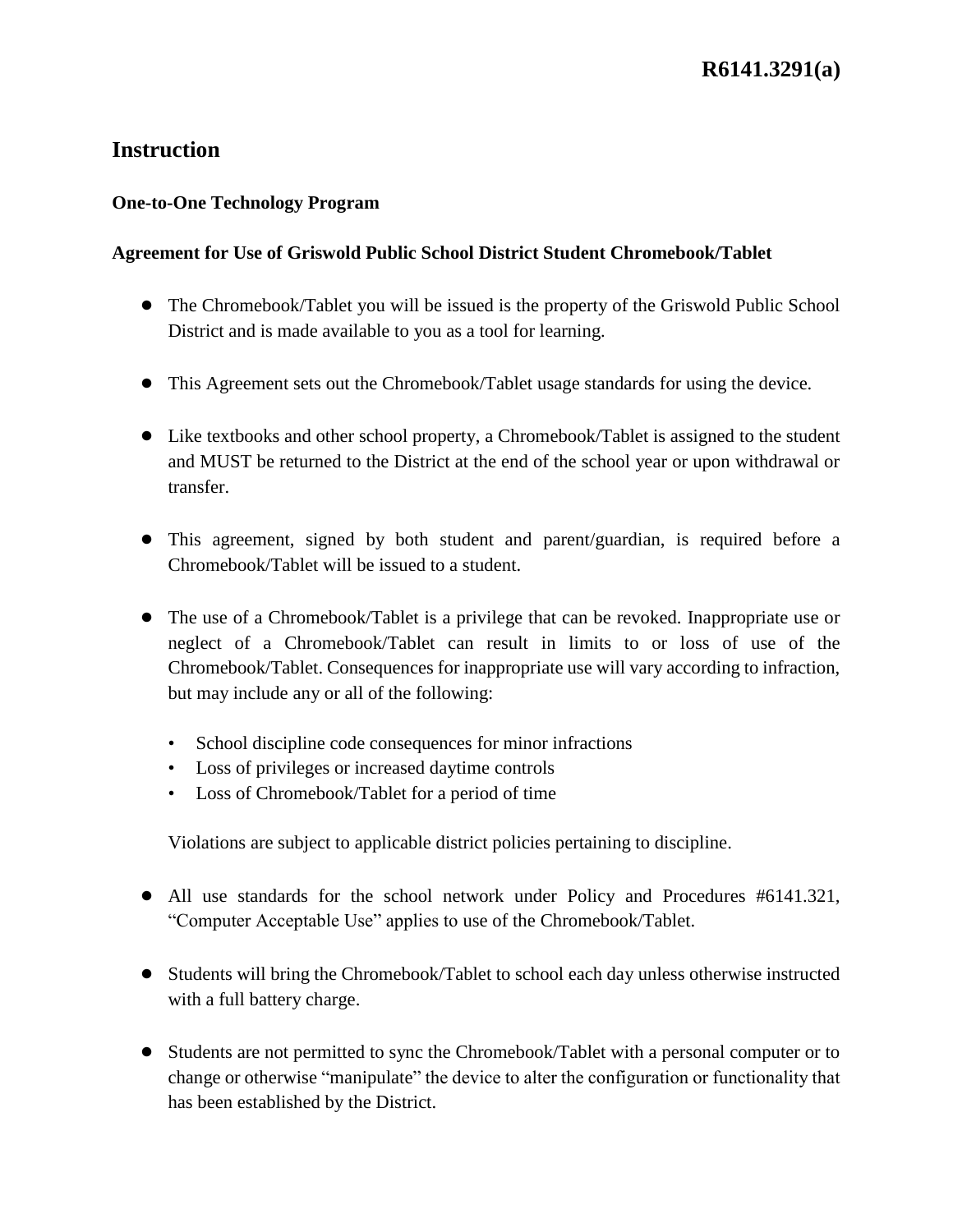**R6141.3291(a)**

## Instruction

### One-to-One Technology Program

### Agreement for Use of Griswold Public School District Student Chromebook/Tablet

- The Chromebook/Tablet you will be issued is the property of the Griswold Public School District and is made available to you as a tool for learning.

- This Agreement sets out the Chromebook/Tablet usage standards for using the device.

- Like textbooks and other school property, a Chromebook/Tablet is assigned to the student and MUST be returned to the District at the end of the school year or upon withdrawal or transfer.

- This agreement, signed by both student and parent/guardian, is required before a Chromebook/Tablet will be issued to a student.

- The use of a Chromebook/Tablet is a privilege that can be revoked. Inappropriate use or neglect of a Chromebook/Tablet can result in limits to or loss of use of the Chromebook/Tablet. Consequences for inappropriate use will vary according to infraction, but may include any or all of the following:

  - School discipline code consequences for minor infractions
  - Loss of privileges or increased daytime controls
  - Loss of Chromebook/Tablet for a period of time

  Violations are subject to applicable district policies pertaining to discipline.

- All use standards for the school network under Policy and Procedures #6141.321, "Computer Acceptable Use" applies to use of the Chromebook/Tablet.

- Students will bring the Chromebook/Tablet to school each day unless otherwise instructed with a full battery charge.

- Students are not permitted to sync the Chromebook/Tablet with a personal computer or to change or otherwise "manipulate" the device to alter the configuration or functionality that has been established by the District.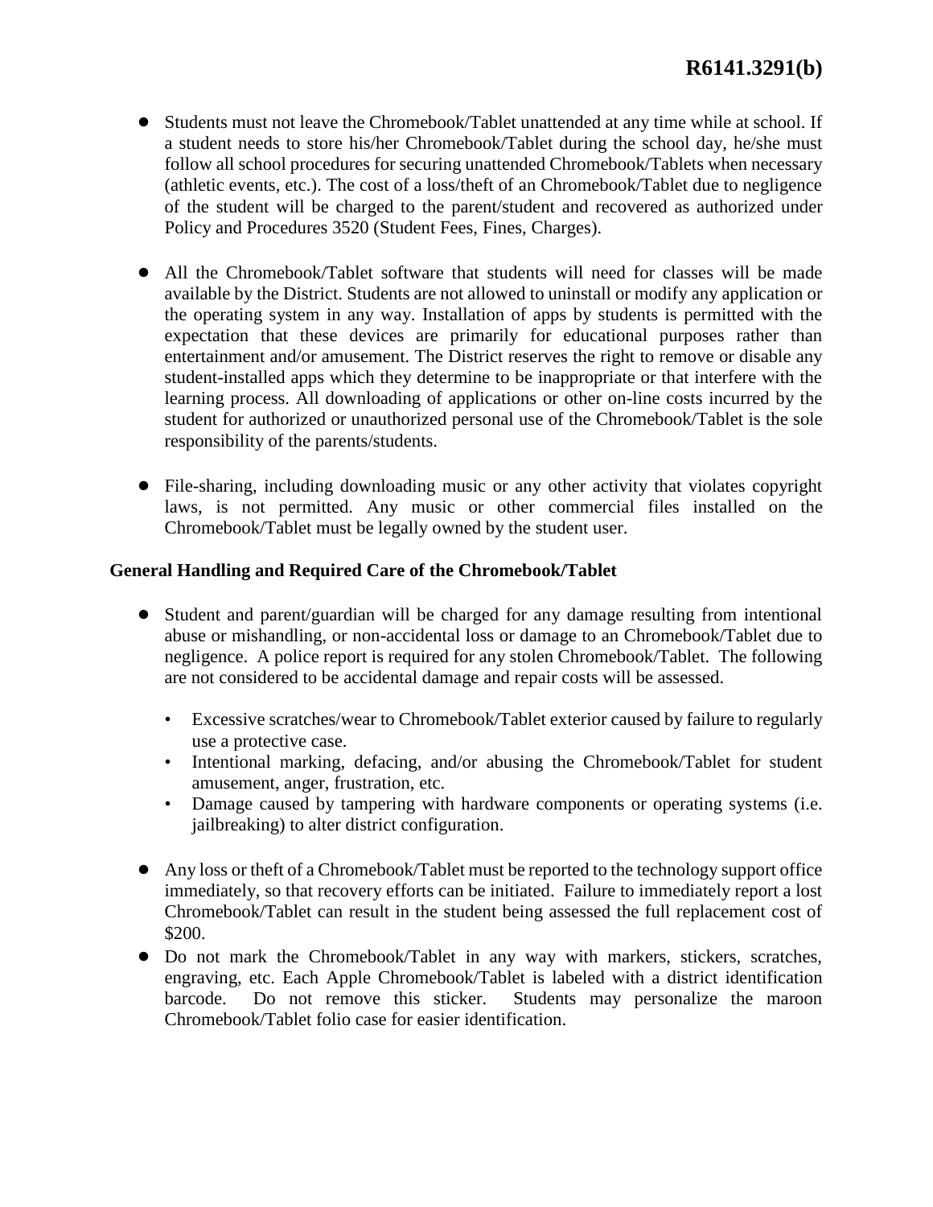- Students must not leave the Chromebook/Tablet unattended at any time while at school. If a student needs to store his/her Chromebook/Tablet during the school day, he/she must follow all school procedures for securing unattended Chromebook/Tablets when necessary (athletic events, etc.). The cost of a loss/theft of an Chromebook/Tablet due to negligence of the student will be charged to the parent/student and recovered as authorized under Policy and Procedures 3520 (Student Fees, Fines, Charges).

- All the Chromebook/Tablet software that students will need for classes will be made available by the District. Students are not allowed to uninstall or modify any application or the operating system in any way. Installation of apps by students is permitted with the expectation that these devices are primarily for educational purposes rather than entertainment and/or amusement. The District reserves the right to remove or disable any student-installed apps which they determine to be inappropriate or that interfere with the learning process. All downloading of applications or other on-line costs incurred by the student for authorized or unauthorized personal use of the Chromebook/Tablet is the sole responsibility of the parents/students.

- File-sharing, including downloading music or any other activity that violates copyright laws, is not permitted. Any music or other commercial files installed on the Chromebook/Tablet must be legally owned by the student user.

**General Handling and Required Care of the Chromebook/Tablet**

- Student and parent/guardian will be charged for any damage resulting from intentional abuse or mishandling, or non-accidental loss or damage to an Chromebook/Tablet due to negligence. A police report is required for any stolen Chromebook/Tablet. The following are not considered to be accidental damage and repair costs will be assessed.
  - Excessive scratches/wear to Chromebook/Tablet exterior caused by failure to regularly use a protective case.
  - Intentional marking, defacing, and/or abusing the Chromebook/Tablet for student amusement, anger, frustration, etc.
  - Damage caused by tampering with hardware components or operating systems (i.e. jailbreaking) to alter district configuration.

- Any loss or theft of a Chromebook/Tablet must be reported to the technology support office immediately, so that recovery efforts can be initiated. Failure to immediately report a lost Chromebook/Tablet can result in the student being assessed the full replacement cost of $200.
- Do not mark the Chromebook/Tablet in any way with markers, stickers, scratches, engraving, etc. Each Apple Chromebook/Tablet is labeled with a district identification barcode. Do not remove this sticker. Students may personalize the maroon Chromebook/Tablet folio case for easier identification.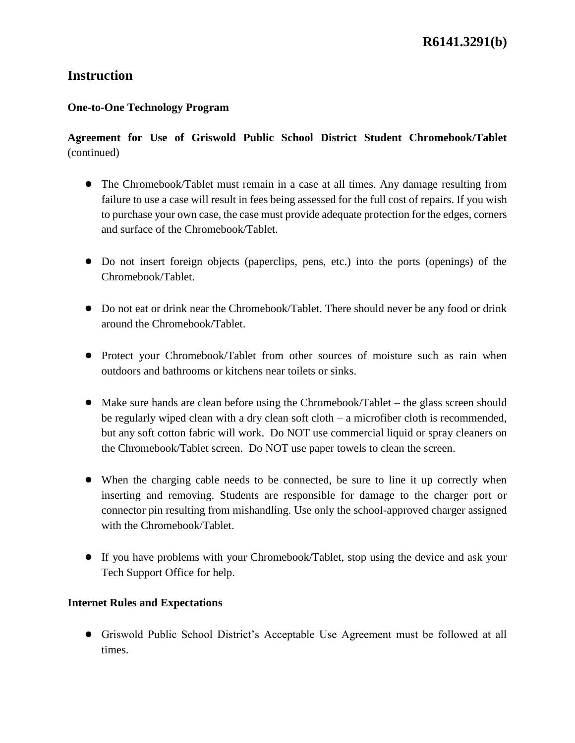**R6141.3291(b)**

## Instruction

### One-to-One Technology Program

**Agreement for Use of Griswold Public School District Student Chromebook/Tablet** (continued)

- The Chromebook/Tablet must remain in a case at all times. Any damage resulting from failure to use a case will result in fees being assessed for the full cost of repairs. If you wish to purchase your own case, the case must provide adequate protection for the edges, corners and surface of the Chromebook/Tablet.

- Do not insert foreign objects (paperclips, pens, etc.) into the ports (openings) of the Chromebook/Tablet.

- Do not eat or drink near the Chromebook/Tablet. There should never be any food or drink around the Chromebook/Tablet.

- Protect your Chromebook/Tablet from other sources of moisture such as rain when outdoors and bathrooms or kitchens near toilets or sinks.

- Make sure hands are clean before using the Chromebook/Tablet – the glass screen should be regularly wiped clean with a dry clean soft cloth – a microfiber cloth is recommended, but any soft cotton fabric will work. Do NOT use commercial liquid or spray cleaners on the Chromebook/Tablet screen. Do NOT use paper towels to clean the screen.

- When the charging cable needs to be connected, be sure to line it up correctly when inserting and removing. Students are responsible for damage to the charger port or connector pin resulting from mishandling. Use only the school-approved charger assigned with the Chromebook/Tablet.

- If you have problems with your Chromebook/Tablet, stop using the device and ask your Tech Support Office for help.

### Internet Rules and Expectations

- Griswold Public School District's Acceptable Use Agreement must be followed at all times.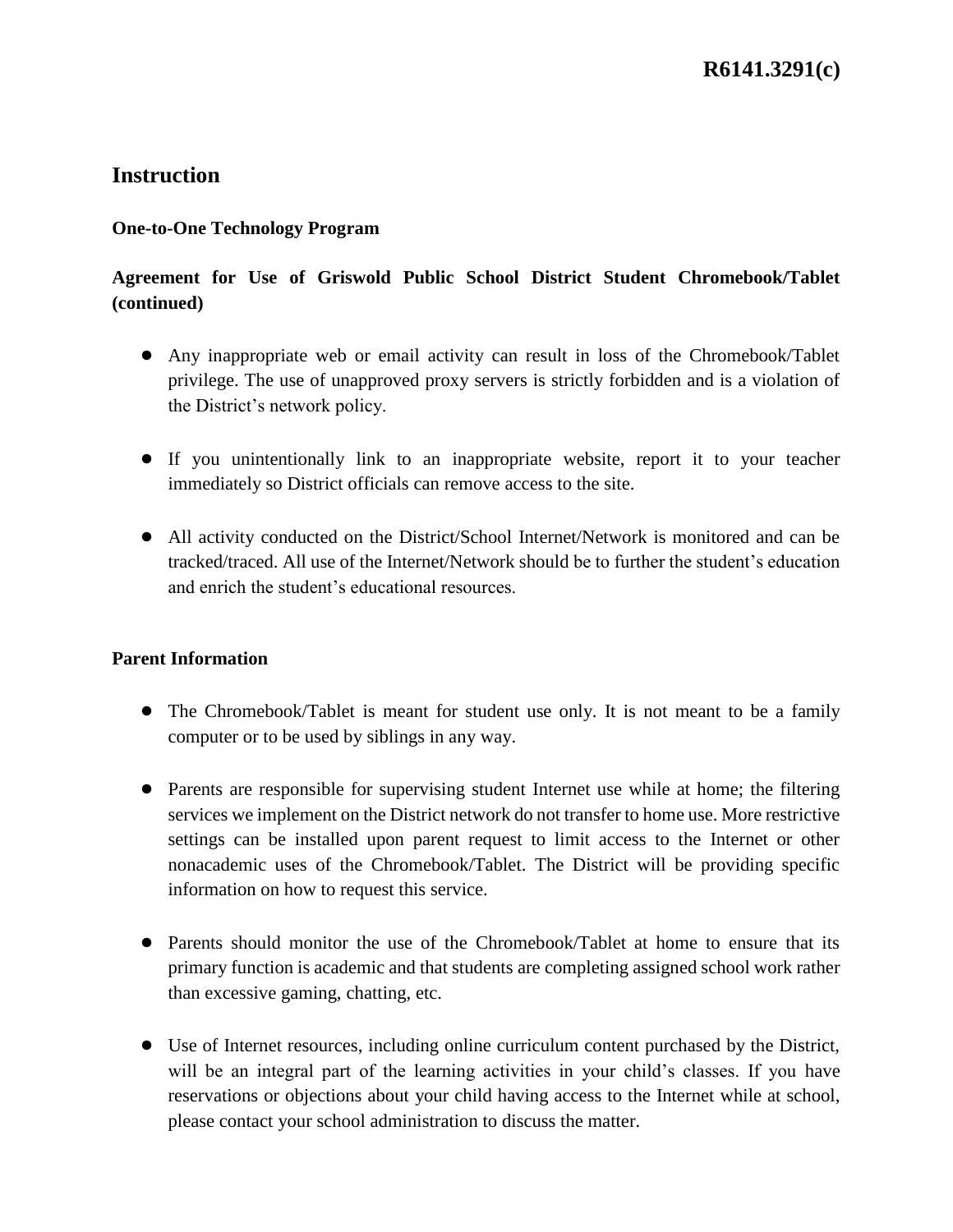# Instruction

**One-to-One Technology Program**

**Agreement for Use of Griswold Public School District Student Chromebook/Tablet (continued)**

- Any inappropriate web or email activity can result in loss of the Chromebook/Tablet privilege. The use of unapproved proxy servers is strictly forbidden and is a violation of the District's network policy.
- If you unintentionally link to an inappropriate website, report it to your teacher immediately so District officials can remove access to the site.
- All activity conducted on the District/School Internet/Network is monitored and can be tracked/traced. All use of the Internet/Network should be to further the student's education and enrich the student's educational resources.

**Parent Information**

- The Chromebook/Tablet is meant for student use only. It is not meant to be a family computer or to be used by siblings in any way.
- Parents are responsible for supervising student Internet use while at home; the filtering services we implement on the District network do not transfer to home use. More restrictive settings can be installed upon parent request to limit access to the Internet or other nonacademic uses of the Chromebook/Tablet. The District will be providing specific information on how to request this service.
- Parents should monitor the use of the Chromebook/Tablet at home to ensure that its primary function is academic and that students are completing assigned school work rather than excessive gaming, chatting, etc.
- Use of Internet resources, including online curriculum content purchased by the District, will be an integral part of the learning activities in your child's classes. If you have reservations or objections about your child having access to the Internet while at school, please contact your school administration to discuss the matter.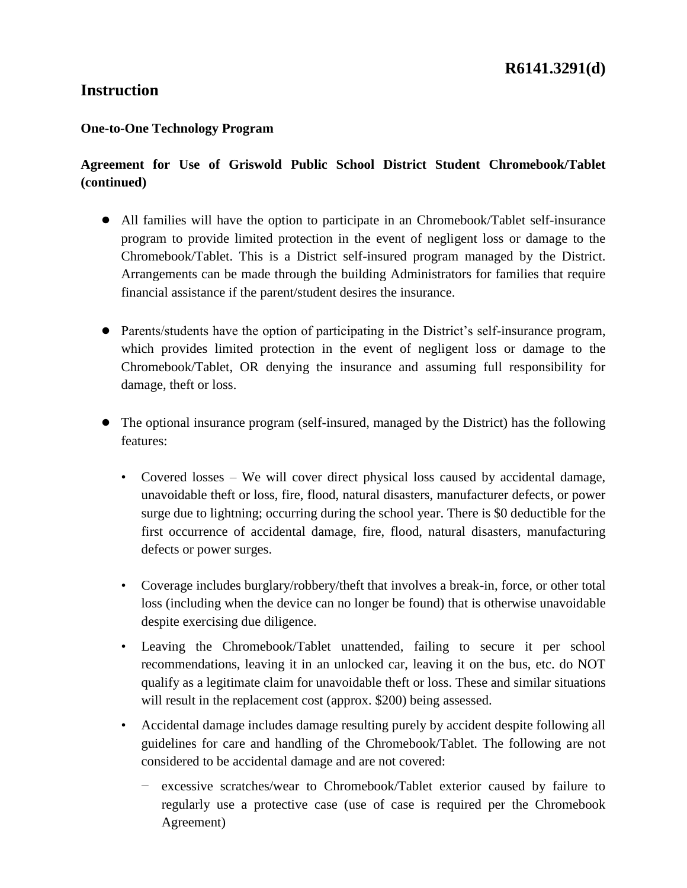# R6141.3291(d)

## Instruction

**One-to-One Technology Program**

**Agreement for Use of Griswold Public School District Student Chromebook/Tablet (continued)**

- All families will have the option to participate in an Chromebook/Tablet self-insurance program to provide limited protection in the event of negligent loss or damage to the Chromebook/Tablet. This is a District self-insured program managed by the District. Arrangements can be made through the building Administrators for families that require financial assistance if the parent/student desires the insurance.

- Parents/students have the option of participating in the District's self-insurance program, which provides limited protection in the event of negligent loss or damage to the Chromebook/Tablet, OR denying the insurance and assuming full responsibility for damage, theft or loss.

- The optional insurance program (self-insured, managed by the District) has the following features:

  - Covered losses – We will cover direct physical loss caused by accidental damage, unavoidable theft or loss, fire, flood, natural disasters, manufacturer defects, or power surge due to lightning; occurring during the school year. There is $0 deductible for the first occurrence of accidental damage, fire, flood, natural disasters, manufacturing defects or power surges.

  - Coverage includes burglary/robbery/theft that involves a break-in, force, or other total loss (including when the device can no longer be found) that is otherwise unavoidable despite exercising due diligence.

  - Leaving the Chromebook/Tablet unattended, failing to secure it per school recommendations, leaving it in an unlocked car, leaving it on the bus, etc. do NOT qualify as a legitimate claim for unavoidable theft or loss. These and similar situations will result in the replacement cost (approx. $200) being assessed.

  - Accidental damage includes damage resulting purely by accident despite following all guidelines for care and handling of the Chromebook/Tablet. The following are not considered to be accidental damage and are not covered:

    - excessive scratches/wear to Chromebook/Tablet exterior caused by failure to regularly use a protective case (use of case is required per the Chromebook Agreement)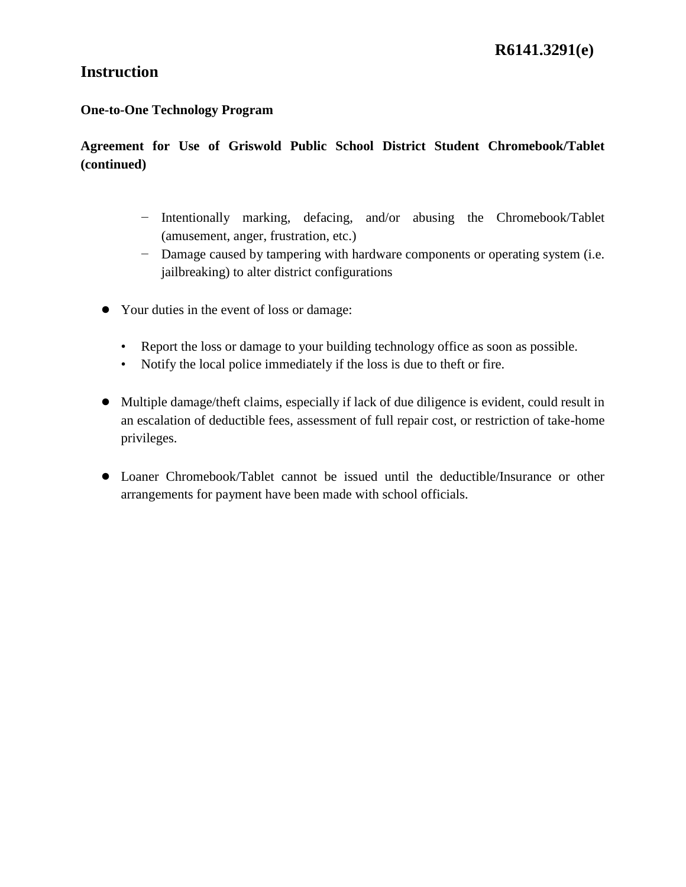# Instruction

**One-to-One Technology Program**

**Agreement for Use of Griswold Public School District Student Chromebook/Tablet (continued)**

    - Intentionally marking, defacing, and/or abusing the Chromebook/Tablet (amusement, anger, frustration, etc.)
    - Damage caused by tampering with hardware components or operating system (i.e. jailbreaking) to alter district configurations

- Your duties in the event of loss or damage:
    - Report the loss or damage to your building technology office as soon as possible.
    - Notify the local police immediately if the loss is due to theft or fire.

- Multiple damage/theft claims, especially if lack of due diligence is evident, could result in an escalation of deductible fees, assessment of full repair cost, or restriction of take-home privileges.

- Loaner Chromebook/Tablet cannot be issued until the deductible/Insurance or other arrangements for payment have been made with school officials.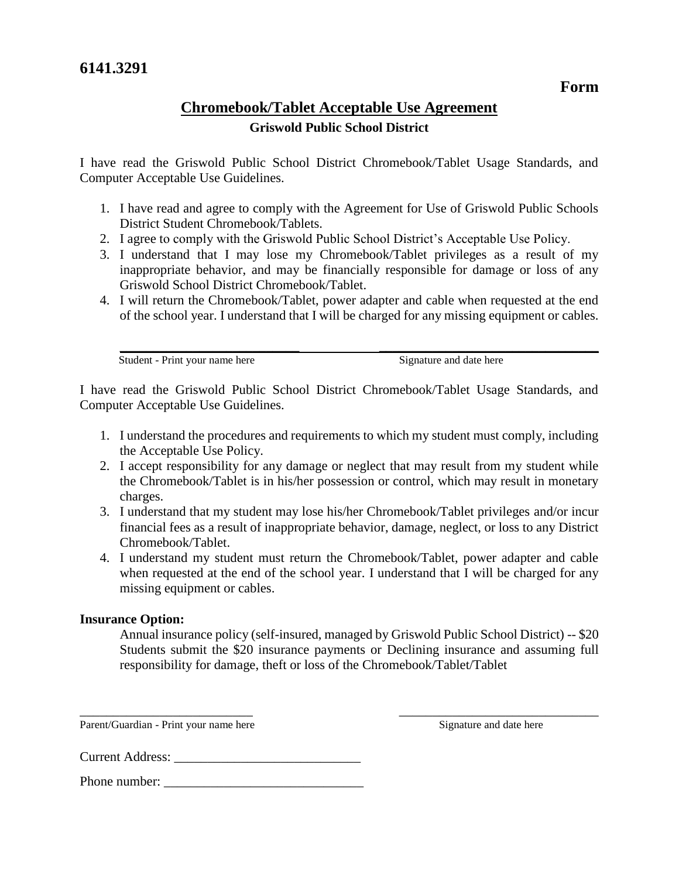**6141.3291**

**Form**

## Chromebook/Tablet Acceptable Use Agreement

**Griswold Public School District**

I have read the Griswold Public School District Chromebook/Tablet Usage Standards, and Computer Acceptable Use Guidelines.

1. I have read and agree to comply with the Agreement for Use of Griswold Public Schools District Student Chromebook/Tablets.
2. I agree to comply with the Griswold Public School District's Acceptable Use Policy.
3. I understand that I may lose my Chromebook/Tablet privileges as a result of my inappropriate behavior, and may be financially responsible for damage or loss of any Griswold School District Chromebook/Tablet.
4. I will return the Chromebook/Tablet, power adapter and cable when requested at the end of the school year. I understand that I will be charged for any missing equipment or cables.

\_\_\_\_\_\_\_\_\_\_\_\_\_\_\_\_\_\_\_\_\_\_\_\_\_\_\_\_ \_\_\_\_\_\_\_\_\_\_\_\_\_\_\_\_\_\_\_\_\_\_\_\_\_\_\_\_\_\_\_\_\_\_

Student - Print your name here Signature and date here

I have read the Griswold Public School District Chromebook/Tablet Usage Standards, and Computer Acceptable Use Guidelines.

1. I understand the procedures and requirements to which my student must comply, including the Acceptable Use Policy.
2. I accept responsibility for any damage or neglect that may result from my student while the Chromebook/Tablet is in his/her possession or control, which may result in monetary charges.
3. I understand that my student may lose his/her Chromebook/Tablet privileges and/or incur financial fees as a result of inappropriate behavior, damage, neglect, or loss to any District Chromebook/Tablet.
4. I understand my student must return the Chromebook/Tablet, power adapter and cable when requested at the end of the school year. I understand that I will be charged for any missing equipment or cables.

**Insurance Option:**

Annual insurance policy (self-insured, managed by Griswold Public School District) -- $20 Students submit the $20 insurance payments or Declining insurance and assuming full responsibility for damage, theft or loss of the Chromebook/Tablet/Tablet

\_\_\_\_\_\_\_\_\_\_\_\_\_\_\_\_\_\_\_\_\_\_\_\_\_\_\_\_ \_\_\_\_\_\_\_\_\_\_\_\_\_\_\_\_\_\_\_\_\_\_\_\_\_\_\_\_\_\_\_\_\_\_

Parent/Guardian - Print your name here Signature and date here

Current Address: \_\_\_\_\_\_\_\_\_\_\_\_\_\_\_\_\_\_\_\_\_\_\_\_\_\_\_\_\_

Phone number: \_\_\_\_\_\_\_\_\_\_\_\_\_\_\_\_\_\_\_\_\_\_\_\_\_\_\_\_\_\_\_